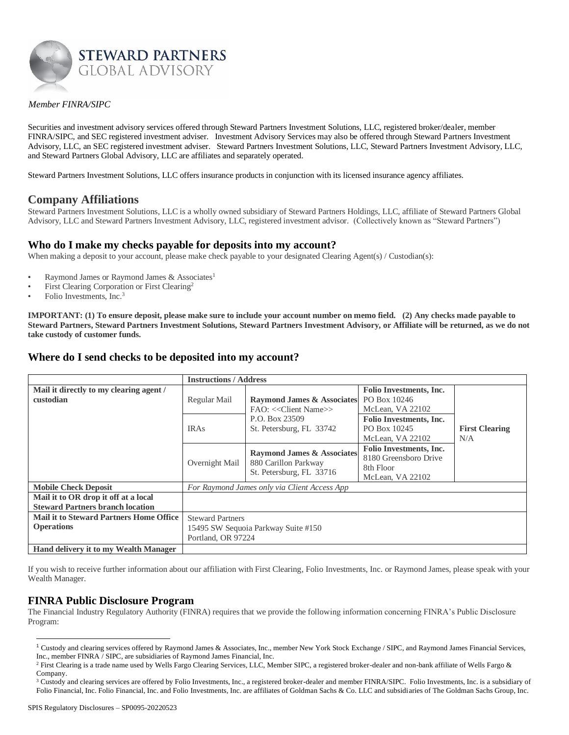STEWARD PARTNERS
GLOBAL ADVISORY

*Member FINRA/SIPC*

Securities and investment advisory services offered through Steward Partners Investment Solutions, LLC, registered broker/dealer, member FINRA/SIPC, and SEC registered investment adviser. Investment Advisory Services may also be offered through Steward Partners Investment Advisory, LLC, an SEC registered investment adviser. Steward Partners Investment Solutions, LLC, Steward Partners Investment Advisory, LLC, and Steward Partners Global Advisory, LLC are affiliates and separately operated.

Steward Partners Investment Solutions, LLC offers insurance products in conjunction with its licensed insurance agency affiliates.

## Company Affiliations

Steward Partners Investment Solutions, LLC is a wholly owned subsidiary of Steward Partners Holdings, LLC, affiliate of Steward Partners Global Advisory, LLC and Steward Partners Investment Advisory, LLC, registered investment advisor. (Collectively known as "Steward Partners")

## Who do I make my checks payable for deposits into my account?

When making a deposit to your account, please make check payable to your designated Clearing Agent(s) / Custodian(s):

- Raymond James or Raymond James & Associates[1]
- First Clearing Corporation or First Clearing[2]
- Folio Investments, Inc.[3]

**IMPORTANT: (1) To ensure deposit, please make sure to include your account number on memo field. (2) Any checks made payable to Steward Partners, Steward Partners Investment Solutions, Steward Partners Investment Advisory, or Affiliate will be returned, as we do not take custody of customer funds.**

## Where do I send checks to be deposited into my account?

| | **Instructions / Address** | | | |
|---|---|---|---|---|
| **Mail it directly to my clearing agent / custodian** | Regular Mail | **Raymond James & Associates** FAO: <<Client Name>> P.O. Box 23509 St. Petersburg, FL 33742 | **Folio Investments, Inc.** PO Box 10246 McLean, VA 22102 | **First Clearing** N/A |
| | IRAs | | **Folio Investments, Inc.** PO Box 10245 McLean, VA 22102 | |
| | Overnight Mail | **Raymond James & Associates** 880 Carillon Parkway St. Petersburg, FL 33716 | **Folio Investments, Inc.** 8180 Greensboro Drive 8th Floor McLean, VA 22102 | |
| **Mobile Check Deposit** | *For Raymond James only via Client Access App* | | | |
| **Mail it to OR drop it off at a local Steward Partners branch location** | | | | |
| **Mail it to Steward Partners Home Office Operations** | Steward Partners 15495 SW Sequoia Parkway Suite #150 Portland, OR 97224 | | | |
| **Hand delivery it to my Wealth Manager** | | | | |

If you wish to receive further information about our affiliation with First Clearing, Folio Investments, Inc. or Raymond James, please speak with your Wealth Manager.

## FINRA Public Disclosure Program

The Financial Industry Regulatory Authority (FINRA) requires that we provide the following information concerning FINRA's Public Disclosure Program:

[1] Custody and clearing services offered by Raymond James & Associates, Inc., member New York Stock Exchange / SIPC, and Raymond James Financial Services, Inc., member FINRA / SIPC, are subsidiaries of Raymond James Financial, Inc.

[2] First Clearing is a trade name used by Wells Fargo Clearing Services, LLC, Member SIPC, a registered broker-dealer and non-bank affiliate of Wells Fargo & Company.

[3] Custody and clearing services are offered by Folio Investments, Inc., a registered broker-dealer and member FINRA/SIPC. Folio Investments, Inc. is a subsidiary of Folio Financial, Inc. Folio Financial, Inc. and Folio Investments, Inc. are affiliates of Goldman Sachs & Co. LLC and subsidiaries of The Goldman Sachs Group, Inc.

SPIS Regulatory Disclosures – SP0095-20220523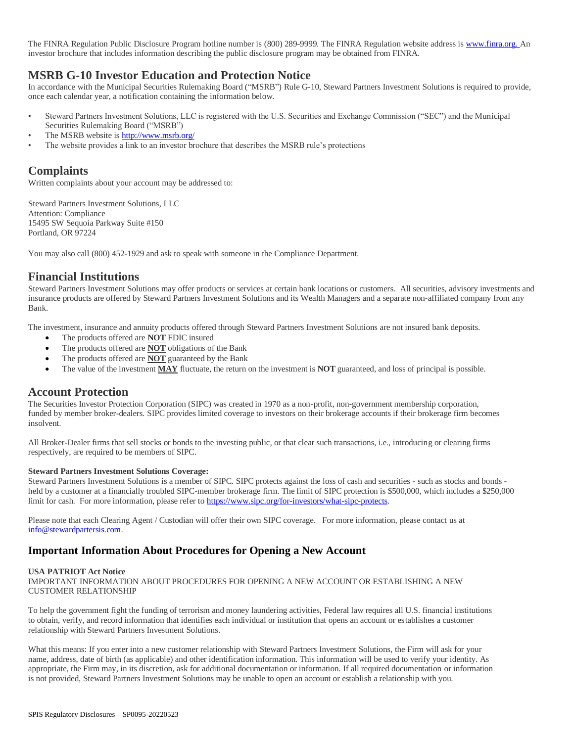The FINRA Regulation Public Disclosure Program hotline number is (800) 289-9999. The FINRA Regulation website address is www.finra.org. An investor brochure that includes information describing the public disclosure program may be obtained from FINRA.

## MSRB G-10 Investor Education and Protection Notice

In accordance with the Municipal Securities Rulemaking Board ("MSRB") Rule G-10, Steward Partners Investment Solutions is required to provide, once each calendar year, a notification containing the information below.

- Steward Partners Investment Solutions, LLC is registered with the U.S. Securities and Exchange Commission ("SEC") and the Municipal Securities Rulemaking Board ("MSRB")
- The MSRB website is http://www.msrb.org/
- The website provides a link to an investor brochure that describes the MSRB rule's protections

## Complaints

Written complaints about your account may be addressed to:

Steward Partners Investment Solutions, LLC
Attention: Compliance
15495 SW Sequoia Parkway Suite #150
Portland, OR 97224

You may also call (800) 452-1929 and ask to speak with someone in the Compliance Department.

## Financial Institutions

Steward Partners Investment Solutions may offer products or services at certain bank locations or customers. All securities, advisory investments and insurance products are offered by Steward Partners Investment Solutions and its Wealth Managers and a separate non-affiliated company from any Bank.

The investment, insurance and annuity products offered through Steward Partners Investment Solutions are not insured bank deposits.

- The products offered are **NOT** FDIC insured
- The products offered are **NOT** obligations of the Bank
- The products offered are **NOT** guaranteed by the Bank
- The value of the investment **MAY** fluctuate, the return on the investment is **NOT** guaranteed, and loss of principal is possible.

## Account Protection

The Securities Investor Protection Corporation (SIPC) was created in 1970 as a non-profit, non-government membership corporation, funded by member broker-dealers. SIPC provides limited coverage to investors on their brokerage accounts if their brokerage firm becomes insolvent.

All Broker-Dealer firms that sell stocks or bonds to the investing public, or that clear such transactions, i.e., introducing or clearing firms respectively, are required to be members of SIPC.

**Steward Partners Investment Solutions Coverage:**
Steward Partners Investment Solutions is a member of SIPC. SIPC protects against the loss of cash and securities - such as stocks and bonds - held by a customer at a financially troubled SIPC-member brokerage firm. The limit of SIPC protection is $500,000, which includes a $250,000 limit for cash. For more information, please refer to https://www.sipc.org/for-investors/what-sipc-protects.

Please note that each Clearing Agent / Custodian will offer their own SIPC coverage. For more information, please contact us at info@stewardpartersis.com.

## Important Information About Procedures for Opening a New Account

**USA PATRIOT Act Notice**
IMPORTANT INFORMATION ABOUT PROCEDURES FOR OPENING A NEW ACCOUNT OR ESTABLISHING A NEW CUSTOMER RELATIONSHIP

To help the government fight the funding of terrorism and money laundering activities, Federal law requires all U.S. financial institutions to obtain, verify, and record information that identifies each individual or institution that opens an account or establishes a customer relationship with Steward Partners Investment Solutions.

What this means: If you enter into a new customer relationship with Steward Partners Investment Solutions, the Firm will ask for your name, address, date of birth (as applicable) and other identification information. This information will be used to verify your identity. As appropriate, the Firm may, in its discretion, ask for additional documentation or information. If all required documentation or information is not provided, Steward Partners Investment Solutions may be unable to open an account or establish a relationship with you.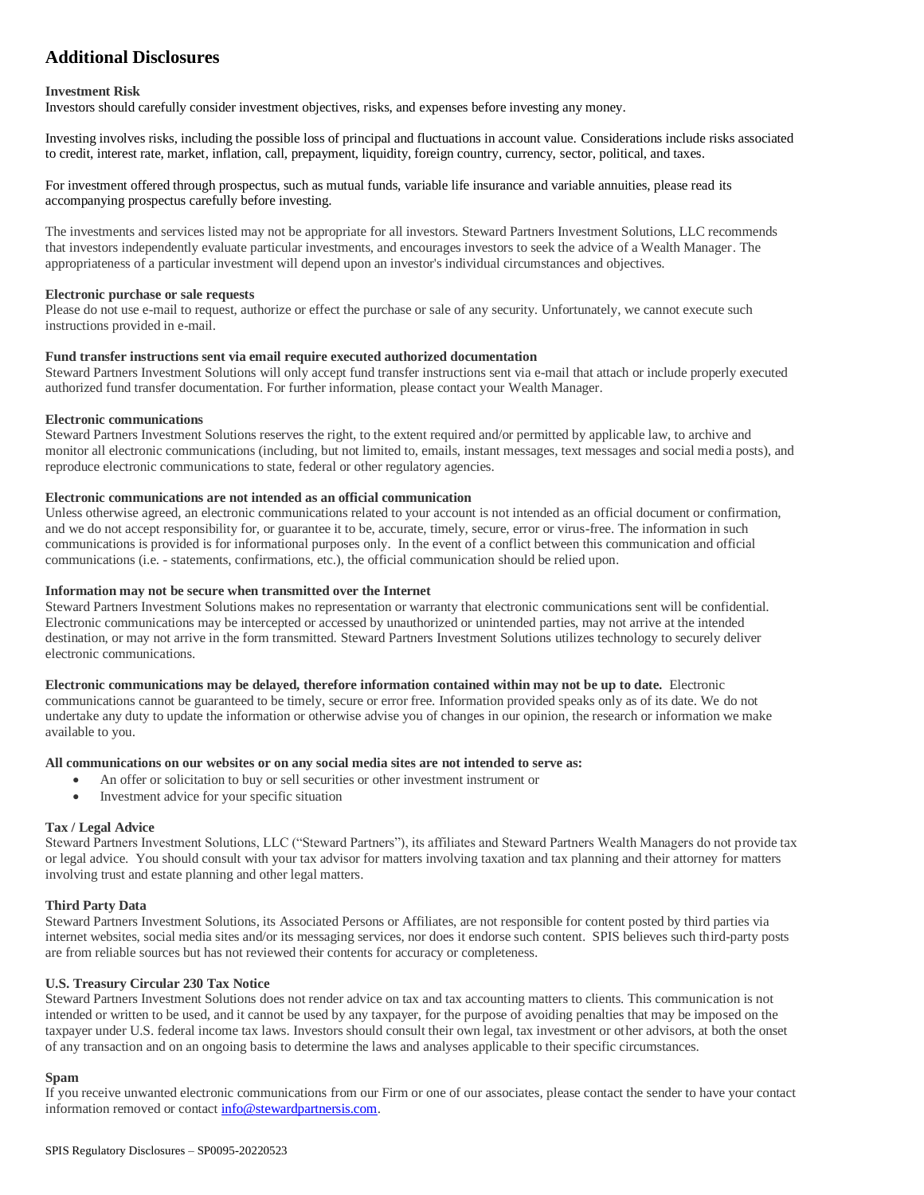## Additional Disclosures

**Investment Risk**
Investors should carefully consider investment objectives, risks, and expenses before investing any money.

Investing involves risks, including the possible loss of principal and fluctuations in account value. Considerations include risks associated to credit, interest rate, market, inflation, call, prepayment, liquidity, foreign country, currency, sector, political, and taxes.

For investment offered through prospectus, such as mutual funds, variable life insurance and variable annuities, please read its accompanying prospectus carefully before investing.

The investments and services listed may not be appropriate for all investors. Steward Partners Investment Solutions, LLC recommends that investors independently evaluate particular investments, and encourages investors to seek the advice of a Wealth Manager. The appropriateness of a particular investment will depend upon an investor's individual circumstances and objectives.

**Electronic purchase or sale requests**
Please do not use e-mail to request, authorize or effect the purchase or sale of any security. Unfortunately, we cannot execute such instructions provided in e-mail.

**Fund transfer instructions sent via email require executed authorized documentation**
Steward Partners Investment Solutions will only accept fund transfer instructions sent via e-mail that attach or include properly executed authorized fund transfer documentation. For further information, please contact your Wealth Manager.

**Electronic communications**
Steward Partners Investment Solutions reserves the right, to the extent required and/or permitted by applicable law, to archive and monitor all electronic communications (including, but not limited to, emails, instant messages, text messages and social media posts), and reproduce electronic communications to state, federal or other regulatory agencies.

**Electronic communications are not intended as an official communication**
Unless otherwise agreed, an electronic communications related to your account is not intended as an official document or confirmation, and we do not accept responsibility for, or guarantee it to be, accurate, timely, secure, error or virus-free. The information in such communications is provided is for informational purposes only. In the event of a conflict between this communication and official communications (i.e. - statements, confirmations, etc.), the official communication should be relied upon.

**Information may not be secure when transmitted over the Internet**
Steward Partners Investment Solutions makes no representation or warranty that electronic communications sent will be confidential. Electronic communications may be intercepted or accessed by unauthorized or unintended parties, may not arrive at the intended destination, or may not arrive in the form transmitted. Steward Partners Investment Solutions utilizes technology to securely deliver electronic communications.

**Electronic communications may be delayed, therefore information contained within may not be up to date.** Electronic communications cannot be guaranteed to be timely, secure or error free. Information provided speaks only as of its date. We do not undertake any duty to update the information or otherwise advise you of changes in our opinion, the research or information we make available to you.

**All communications on our websites or on any social media sites are not intended to serve as:**

- An offer or solicitation to buy or sell securities or other investment instrument or
- Investment advice for your specific situation

**Tax / Legal Advice**
Steward Partners Investment Solutions, LLC ("Steward Partners"), its affiliates and Steward Partners Wealth Managers do not provide tax or legal advice. You should consult with your tax advisor for matters involving taxation and tax planning and their attorney for matters involving trust and estate planning and other legal matters.

**Third Party Data**
Steward Partners Investment Solutions, its Associated Persons or Affiliates, are not responsible for content posted by third parties via internet websites, social media sites and/or its messaging services, nor does it endorse such content. SPIS believes such third-party posts are from reliable sources but has not reviewed their contents for accuracy or completeness.

**U.S. Treasury Circular 230 Tax Notice**
Steward Partners Investment Solutions does not render advice on tax and tax accounting matters to clients. This communication is not intended or written to be used, and it cannot be used by any taxpayer, for the purpose of avoiding penalties that may be imposed on the taxpayer under U.S. federal income tax laws. Investors should consult their own legal, tax investment or other advisors, at both the onset of any transaction and on an ongoing basis to determine the laws and analyses applicable to their specific circumstances.

**Spam**
If you receive unwanted electronic communications from our Firm or one of our associates, please contact the sender to have your contact information removed or contact info@stewardpartnersis.com.

SPIS Regulatory Disclosures – SP0095-20220523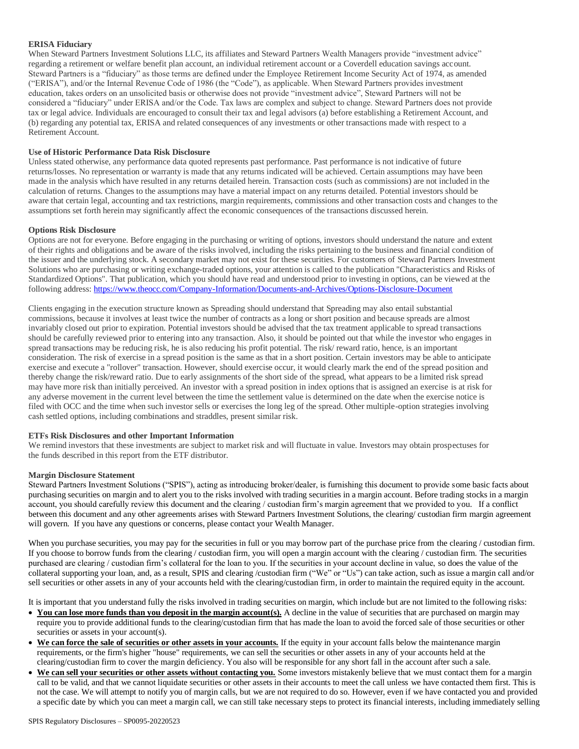**ERISA Fiduciary**

When Steward Partners Investment Solutions LLC, its affiliates and Steward Partners Wealth Managers provide "investment advice" regarding a retirement or welfare benefit plan account, an individual retirement account or a Coverdell education savings account. Steward Partners is a "fiduciary" as those terms are defined under the Employee Retirement Income Security Act of 1974, as amended ("ERISA"), and/or the Internal Revenue Code of 1986 (the "Code"), as applicable. When Steward Partners provides investment education, takes orders on an unsolicited basis or otherwise does not provide "investment advice", Steward Partners will not be considered a "fiduciary" under ERISA and/or the Code. Tax laws are complex and subject to change. Steward Partners does not provide tax or legal advice. Individuals are encouraged to consult their tax and legal advisors (a) before establishing a Retirement Account, and (b) regarding any potential tax, ERISA and related consequences of any investments or other transactions made with respect to a Retirement Account.

**Use of Historic Performance Data Risk Disclosure**

Unless stated otherwise, any performance data quoted represents past performance. Past performance is not indicative of future returns/losses. No representation or warranty is made that any returns indicated will be achieved. Certain assumptions may have been made in the analysis which have resulted in any returns detailed herein. Transaction costs (such as commissions) are not included in the calculation of returns. Changes to the assumptions may have a material impact on any returns detailed. Potential investors should be aware that certain legal, accounting and tax restrictions, margin requirements, commissions and other transaction costs and changes to the assumptions set forth herein may significantly affect the economic consequences of the transactions discussed herein.

**Options Risk Disclosure**

Options are not for everyone. Before engaging in the purchasing or writing of options, investors should understand the nature and extent of their rights and obligations and be aware of the risks involved, including the risks pertaining to the business and financial condition of the issuer and the underlying stock. A secondary market may not exist for these securities. For customers of Steward Partners Investment Solutions who are purchasing or writing exchange-traded options, your attention is called to the publication "Characteristics and Risks of Standardized Options". That publication, which you should have read and understood prior to investing in options, can be viewed at the following address: https://www.theocc.com/Company-Information/Documents-and-Archives/Options-Disclosure-Document

Clients engaging in the execution structure known as Spreading should understand that Spreading may also entail substantial commissions, because it involves at least twice the number of contracts as a long or short position and because spreads are almost invariably closed out prior to expiration. Potential investors should be advised that the tax treatment applicable to spread transactions should be carefully reviewed prior to entering into any transaction. Also, it should be pointed out that while the investor who engages in spread transactions may be reducing risk, he is also reducing his profit potential. The risk/ reward ratio, hence, is an important consideration. The risk of exercise in a spread position is the same as that in a short position. Certain investors may be able to anticipate exercise and execute a "rollover" transaction. However, should exercise occur, it would clearly mark the end of the spread position and thereby change the risk/reward ratio. Due to early assignments of the short side of the spread, what appears to be a limited risk spread may have more risk than initially perceived. An investor with a spread position in index options that is assigned an exercise is at risk for any adverse movement in the current level between the time the settlement value is determined on the date when the exercise notice is filed with OCC and the time when such investor sells or exercises the long leg of the spread. Other multiple-option strategies involving cash settled options, including combinations and straddles, present similar risk.

**ETFs Risk Disclosures and other Important Information**

We remind investors that these investments are subject to market risk and will fluctuate in value. Investors may obtain prospectuses for the funds described in this report from the ETF distributor.

**Margin Disclosure Statement**

Steward Partners Investment Solutions ("SPIS"), acting as introducing broker/dealer, is furnishing this document to provide some basic facts about purchasing securities on margin and to alert you to the risks involved with trading securities in a margin account. Before trading stocks in a margin account, you should carefully review this document and the clearing / custodian firm's margin agreement that we provided to you. If a conflict between this document and any other agreements arises with Steward Partners Investment Solutions, the clearing/ custodian firm margin agreement will govern. If you have any questions or concerns, please contact your Wealth Manager.

When you purchase securities, you may pay for the securities in full or you may borrow part of the purchase price from the clearing / custodian firm. If you choose to borrow funds from the clearing / custodian firm, you will open a margin account with the clearing / custodian firm. The securities purchased are clearing / custodian firm's collateral for the loan to you. If the securities in your account decline in value, so does the value of the collateral supporting your loan, and, as a result, SPIS and clearing /custodian firm ("We" or "Us") can take action, such as issue a margin call and/or sell securities or other assets in any of your accounts held with the clearing/custodian firm, in order to maintain the required equity in the account.

It is important that you understand fully the risks involved in trading securities on margin, which include but are not limited to the following risks:

- **You can lose more funds than you deposit in the margin account(s).** A decline in the value of securities that are purchased on margin may require you to provide additional funds to the clearing/custodian firm that has made the loan to avoid the forced sale of those securities or other securities or assets in your account(s).
- **We can force the sale of securities or other assets in your accounts.** If the equity in your account falls below the maintenance margin requirements, or the firm's higher "house" requirements, we can sell the securities or other assets in any of your accounts held at the clearing/custodian firm to cover the margin deficiency. You also will be responsible for any short fall in the account after such a sale.
- **We can sell your securities or other assets without contacting you.** Some investors mistakenly believe that we must contact them for a margin call to be valid, and that we cannot liquidate securities or other assets in their accounts to meet the call unless we have contacted them first. This is not the case. We will attempt to notify you of margin calls, but we are not required to do so. However, even if we have contacted you and provided a specific date by which you can meet a margin call, we can still take necessary steps to protect its financial interests, including immediately selling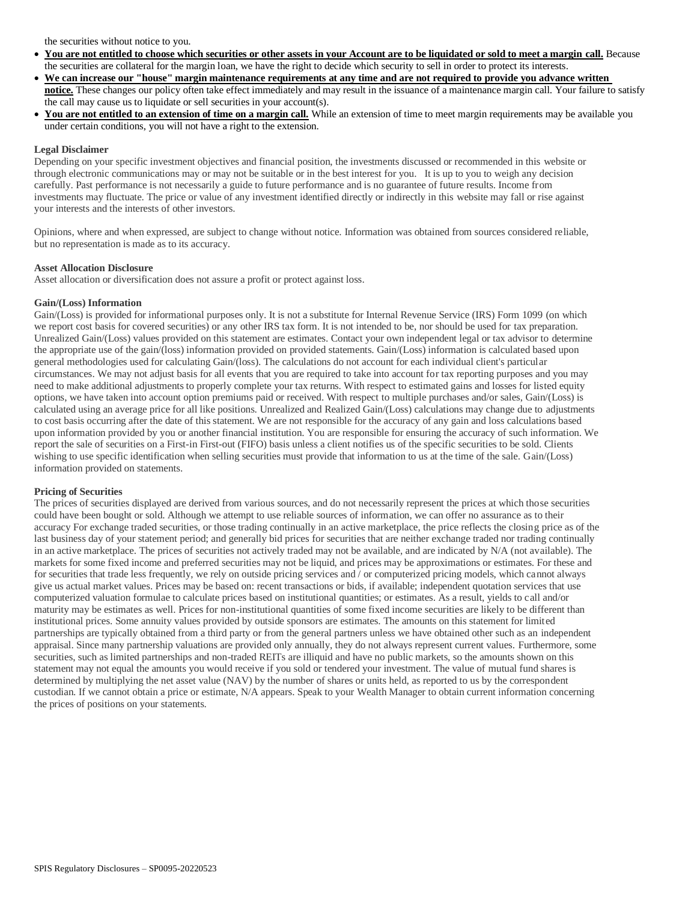the securities without notice to you.

- **You are not entitled to choose which securities or other assets in your Account are to be liquidated or sold to meet a margin call.** Because the securities are collateral for the margin loan, we have the right to decide which security to sell in order to protect its interests.
- **We can increase our "house" margin maintenance requirements at any time and are not required to provide you advance written notice.** These changes our policy often take effect immediately and may result in the issuance of a maintenance margin call. Your failure to satisfy the call may cause us to liquidate or sell securities in your account(s).
- **You are not entitled to an extension of time on a margin call.** While an extension of time to meet margin requirements may be available you under certain conditions, you will not have a right to the extension.

**Legal Disclaimer**

Depending on your specific investment objectives and financial position, the investments discussed or recommended in this website or through electronic communications may or may not be suitable or in the best interest for you. It is up to you to weigh any decision carefully. Past performance is not necessarily a guide to future performance and is no guarantee of future results. Income from investments may fluctuate. The price or value of any investment identified directly or indirectly in this website may fall or rise against your interests and the interests of other investors.

Opinions, where and when expressed, are subject to change without notice. Information was obtained from sources considered reliable, but no representation is made as to its accuracy.

**Asset Allocation Disclosure**

Asset allocation or diversification does not assure a profit or protect against loss.

**Gain/(Loss) Information**

Gain/(Loss) is provided for informational purposes only. It is not a substitute for Internal Revenue Service (IRS) Form 1099 (on which we report cost basis for covered securities) or any other IRS tax form. It is not intended to be, nor should be used for tax preparation. Unrealized Gain/(Loss) values provided on this statement are estimates. Contact your own independent legal or tax advisor to determine the appropriate use of the gain/(loss) information provided on provided statements. Gain/(Loss) information is calculated based upon general methodologies used for calculating Gain/(loss). The calculations do not account for each individual client's particular circumstances. We may not adjust basis for all events that you are required to take into account for tax reporting purposes and you may need to make additional adjustments to properly complete your tax returns. With respect to estimated gains and losses for listed equity options, we have taken into account option premiums paid or received. With respect to multiple purchases and/or sales, Gain/(Loss) is calculated using an average price for all like positions. Unrealized and Realized Gain/(Loss) calculations may change due to adjustments to cost basis occurring after the date of this statement. We are not responsible for the accuracy of any gain and loss calculations based upon information provided by you or another financial institution. You are responsible for ensuring the accuracy of such information. We report the sale of securities on a First-in First-out (FIFO) basis unless a client notifies us of the specific securities to be sold. Clients wishing to use specific identification when selling securities must provide that information to us at the time of the sale. Gain/(Loss) information provided on statements.

**Pricing of Securities**

The prices of securities displayed are derived from various sources, and do not necessarily represent the prices at which those securities could have been bought or sold. Although we attempt to use reliable sources of information, we can offer no assurance as to their accuracy For exchange traded securities, or those trading continually in an active marketplace, the price reflects the closing price as of the last business day of your statement period; and generally bid prices for securities that are neither exchange traded nor trading continually in an active marketplace. The prices of securities not actively traded may not be available, and are indicated by N/A (not available). The markets for some fixed income and preferred securities may not be liquid, and prices may be approximations or estimates. For these and for securities that trade less frequently, we rely on outside pricing services and / or computerized pricing models, which cannot always give us actual market values. Prices may be based on: recent transactions or bids, if available; independent quotation services that use computerized valuation formulae to calculate prices based on institutional quantities; or estimates. As a result, yields to call and/or maturity may be estimates as well. Prices for non-institutional quantities of some fixed income securities are likely to be different than institutional prices. Some annuity values provided by outside sponsors are estimates. The amounts on this statement for limited partnerships are typically obtained from a third party or from the general partners unless we have obtained other such as an independent appraisal. Since many partnership valuations are provided only annually, they do not always represent current values. Furthermore, some securities, such as limited partnerships and non-traded REITs are illiquid and have no public markets, so the amounts shown on this statement may not equal the amounts you would receive if you sold or tendered your investment. The value of mutual fund shares is determined by multiplying the net asset value (NAV) by the number of shares or units held, as reported to us by the correspondent custodian. If we cannot obtain a price or estimate, N/A appears. Speak to your Wealth Manager to obtain current information concerning the prices of positions on your statements.